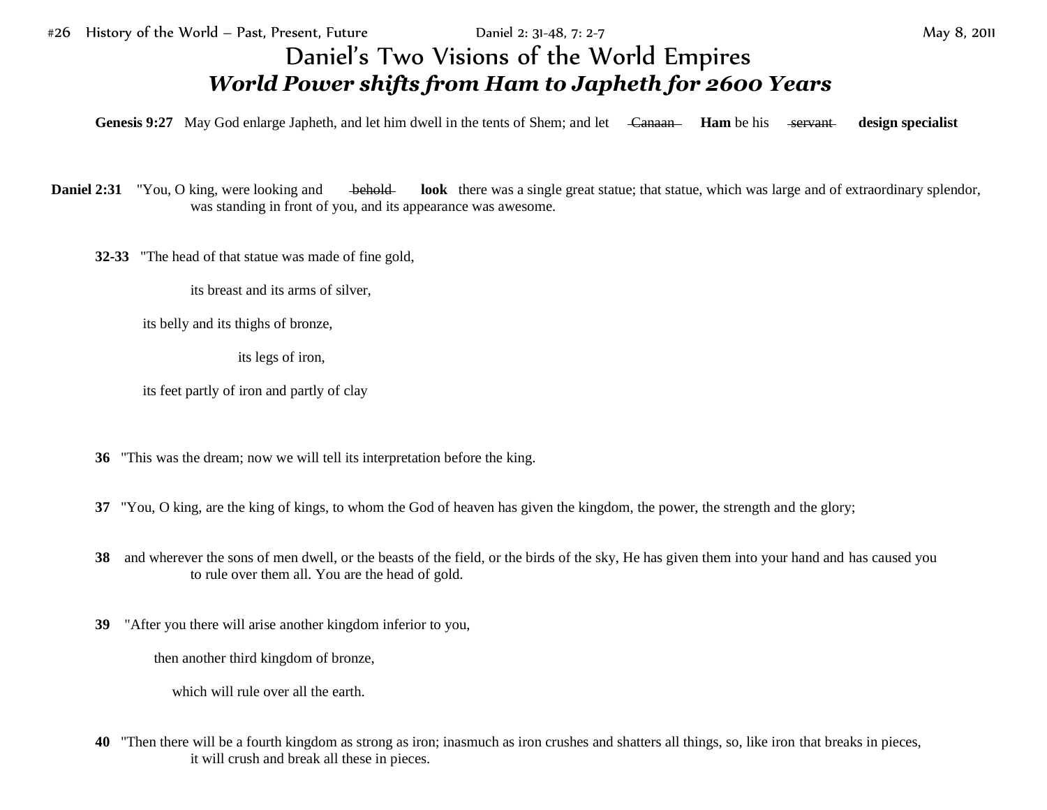#26 History of the World – Past, Present, Future　　Daniel 2: 31-48, 7: 2-7　　May 8, 2011

# Daniel's Two Visions of the World Empires

## *World Power shifts from Ham to Japheth for 2600 Years*

**Genesis 9:27** May God enlarge Japheth, and let him dwell in the tents of Shem; and let ~~Canaan~~ **Ham** be his ~~servant~~ **design specialist**

**Daniel 2:31** "You, O king, were looking and ~~behold~~ **look** there was a single great statue; that statue, which was large and of extraordinary splendor, was standing in front of you, and its appearance was awesome.

**32-33** "The head of that statue was made of fine gold,

its breast and its arms of silver,

its belly and its thighs of bronze,

its legs of iron,

its feet partly of iron and partly of clay

**36** "This was the dream; now we will tell its interpretation before the king.

**37** "You, O king, are the king of kings, to whom the God of heaven has given the kingdom, the power, the strength and the glory;

**38** and wherever the sons of men dwell, or the beasts of the field, or the birds of the sky, He has given them into your hand and has caused you to rule over them all. You are the head of gold.

**39** "After you there will arise another kingdom inferior to you,

then another third kingdom of bronze,

which will rule over all the earth.

**40** "Then there will be a fourth kingdom as strong as iron; inasmuch as iron crushes and shatters all things, so, like iron that breaks in pieces, it will crush and break all these in pieces.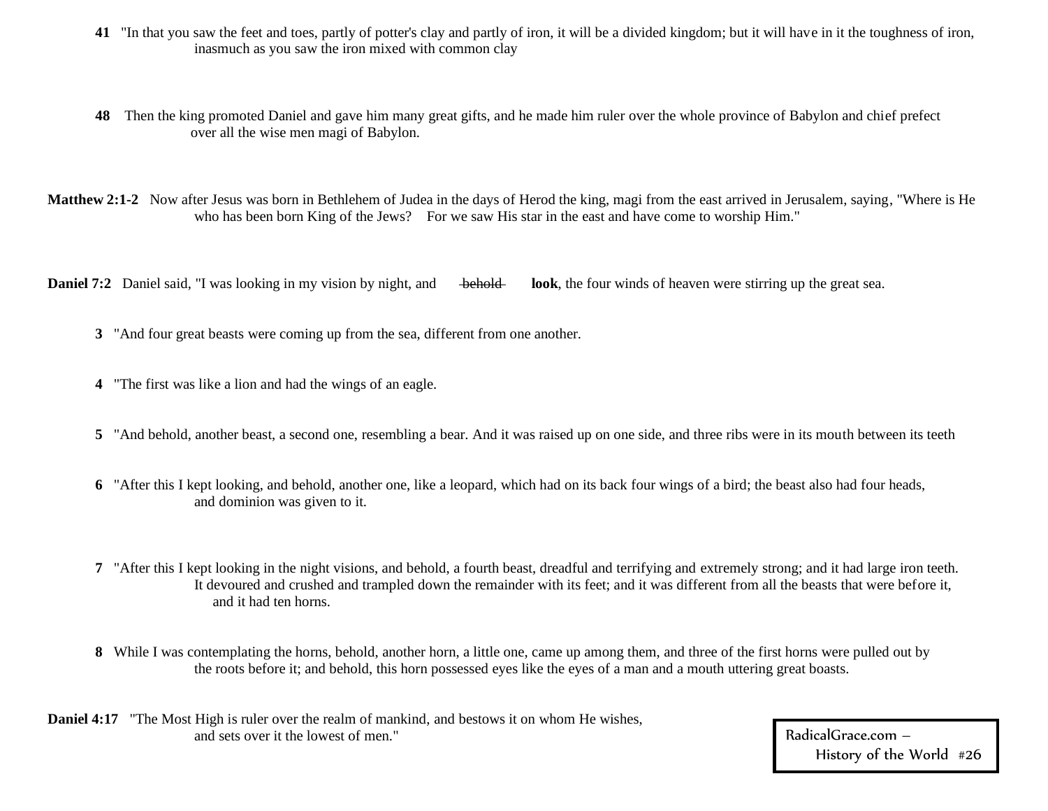**41** "In that you saw the feet and toes, partly of potter's clay and partly of iron, it will be a divided kingdom; but it will have in it the toughness of iron, inasmuch as you saw the iron mixed with common clay

**48** Then the king promoted Daniel and gave him many great gifts, and he made him ruler over the whole province of Babylon and chief prefect over all the wise men magi of Babylon.

**Matthew 2:1-2** Now after Jesus was born in Bethlehem of Judea in the days of Herod the king, magi from the east arrived in Jerusalem, saying, "Where is He who has been born King of the Jews? For we saw His star in the east and have come to worship Him."

**Daniel 7:2** Daniel said, "I was looking in my vision by night, and ~~behold~~ **look**, the four winds of heaven were stirring up the great sea.

**3** "And four great beasts were coming up from the sea, different from one another.

**4** "The first was like a lion and had the wings of an eagle.

**5** "And behold, another beast, a second one, resembling a bear. And it was raised up on one side, and three ribs were in its mouth between its teeth

**6** "After this I kept looking, and behold, another one, like a leopard, which had on its back four wings of a bird; the beast also had four heads, and dominion was given to it.

**7** "After this I kept looking in the night visions, and behold, a fourth beast, dreadful and terrifying and extremely strong; and it had large iron teeth. It devoured and crushed and trampled down the remainder with its feet; and it was different from all the beasts that were before it, and it had ten horns.

**8** While I was contemplating the horns, behold, another horn, a little one, came up among them, and three of the first horns were pulled out by the roots before it; and behold, this horn possessed eyes like the eyes of a man and a mouth uttering great boasts.

**Daniel 4:17** "The Most High is ruler over the realm of mankind, and bestows it on whom He wishes, and sets over it the lowest of men."

RadicalGrace.com – History of the World #26